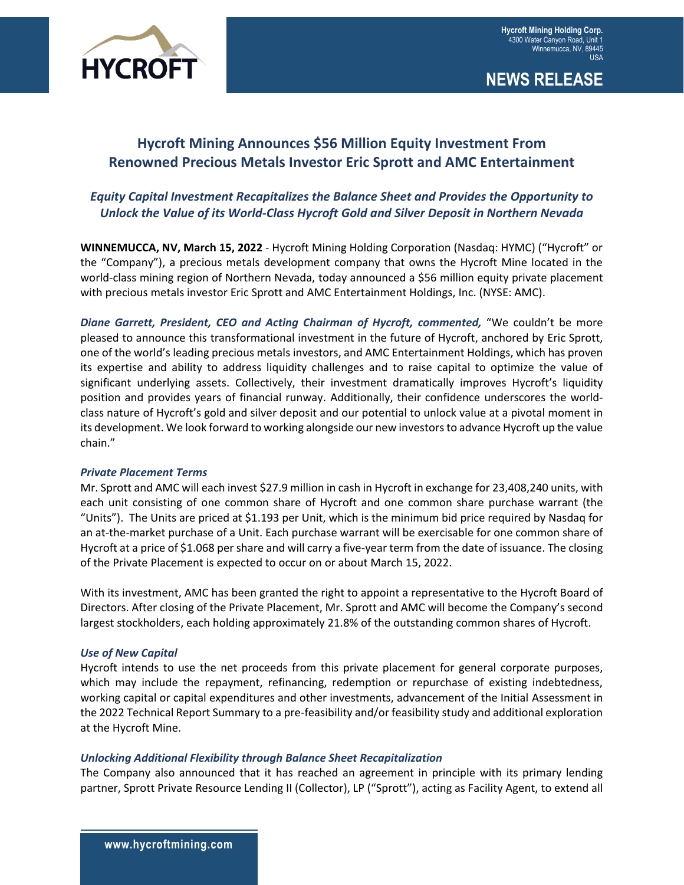Hycroft Mining Holding Corp.
4300 Water Canyon Road, Unit 1
Winnemucca, NV, 89445
USA

**NEWS RELEASE**

# Hycroft Mining Announces $56 Million Equity Investment From Renowned Precious Metals Investor Eric Sprott and AMC Entertainment

### *Equity Capital Investment Recapitalizes the Balance Sheet and Provides the Opportunity to Unlock the Value of its World-Class Hycroft Gold and Silver Deposit in Northern Nevada*

**WINNEMUCCA, NV, March 15, 2022** - Hycroft Mining Holding Corporation (Nasdaq: HYMC) ("Hycroft" or the "Company"), a precious metals development company that owns the Hycroft Mine located in the world-class mining region of Northern Nevada, today announced a $56 million equity private placement with precious metals investor Eric Sprott and AMC Entertainment Holdings, Inc. (NYSE: AMC).

***Diane Garrett, President, CEO and Acting Chairman of Hycroft, commented,*** "We couldn't be more pleased to announce this transformational investment in the future of Hycroft, anchored by Eric Sprott, one of the world's leading precious metals investors, and AMC Entertainment Holdings, which has proven its expertise and ability to address liquidity challenges and to raise capital to optimize the value of significant underlying assets. Collectively, their investment dramatically improves Hycroft's liquidity position and provides years of financial runway. Additionally, their confidence underscores the world-class nature of Hycroft's gold and silver deposit and our potential to unlock value at a pivotal moment in its development. We look forward to working alongside our new investors to advance Hycroft up the value chain."

#### *Private Placement Terms*

Mr. Sprott and AMC will each invest $27.9 million in cash in Hycroft in exchange for 23,408,240 units, with each unit consisting of one common share of Hycroft and one common share purchase warrant (the "Units"). The Units are priced at $1.193 per Unit, which is the minimum bid price required by Nasdaq for an at-the-market purchase of a Unit. Each purchase warrant will be exercisable for one common share of Hycroft at a price of $1.068 per share and will carry a five-year term from the date of issuance. The closing of the Private Placement is expected to occur on or about March 15, 2022.

With its investment, AMC has been granted the right to appoint a representative to the Hycroft Board of Directors. After closing of the Private Placement, Mr. Sprott and AMC will become the Company's second largest stockholders, each holding approximately 21.8% of the outstanding common shares of Hycroft.

#### *Use of New Capital*

Hycroft intends to use the net proceeds from this private placement for general corporate purposes, which may include the repayment, refinancing, redemption or repurchase of existing indebtedness, working capital or capital expenditures and other investments, advancement of the Initial Assessment in the 2022 Technical Report Summary to a pre-feasibility and/or feasibility study and additional exploration at the Hycroft Mine.

#### *Unlocking Additional Flexibility through Balance Sheet Recapitalization*

The Company also announced that it has reached an agreement in principle with its primary lending partner, Sprott Private Resource Lending II (Collector), LP ("Sprott"), acting as Facility Agent, to extend all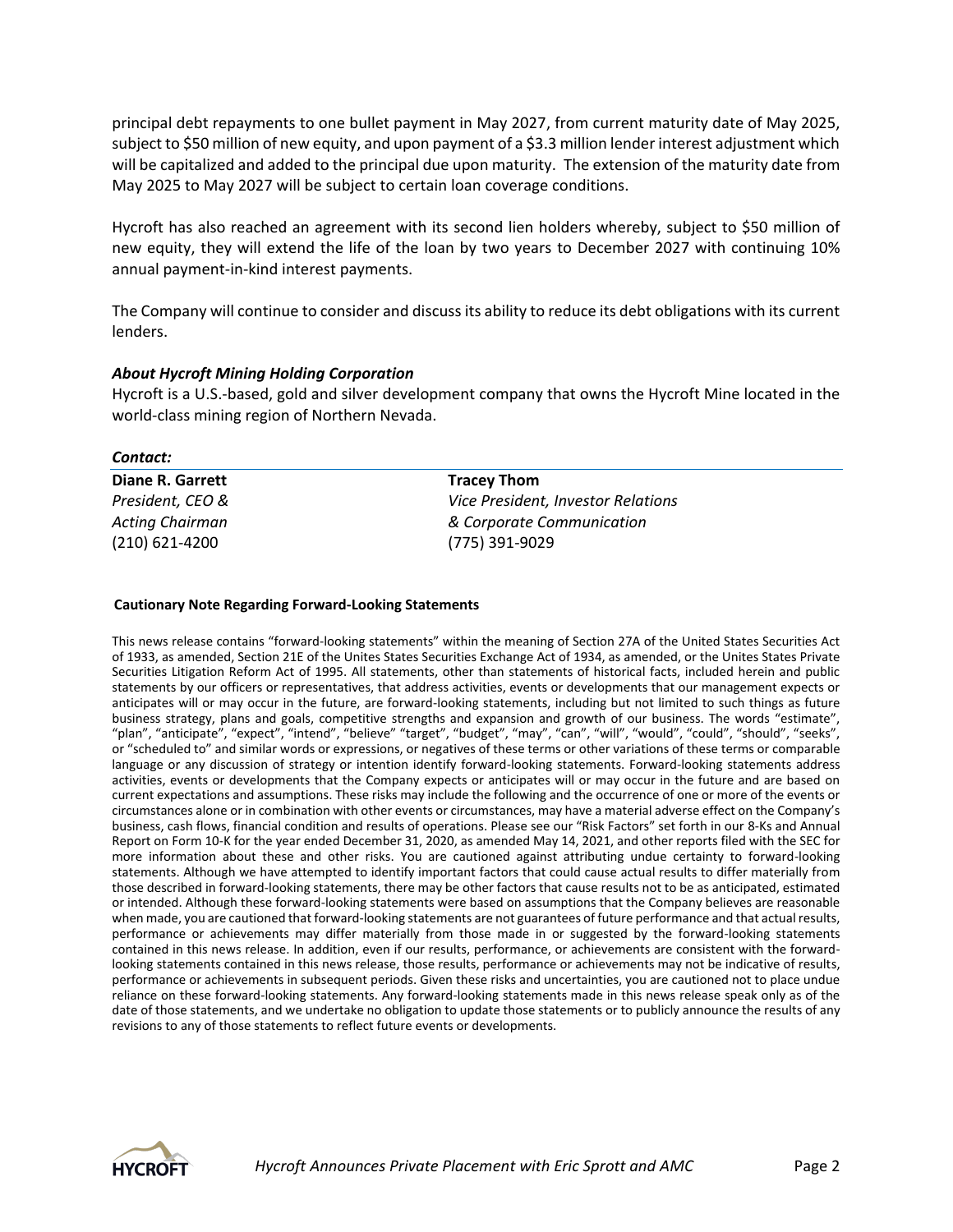principal debt repayments to one bullet payment in May 2027, from current maturity date of May 2025, subject to $50 million of new equity, and upon payment of a $3.3 million lender interest adjustment which will be capitalized and added to the principal due upon maturity. The extension of the maturity date from May 2025 to May 2027 will be subject to certain loan coverage conditions.

Hycroft has also reached an agreement with its second lien holders whereby, subject to $50 million of new equity, they will extend the life of the loan by two years to December 2027 with continuing 10% annual payment-in-kind interest payments.

The Company will continue to consider and discuss its ability to reduce its debt obligations with its current lenders.

***About Hycroft Mining Holding Corporation***

Hycroft is a U.S.-based, gold and silver development company that owns the Hycroft Mine located in the world-class mining region of Northern Nevada.

***Contact:***

| | |
|---|---|
| **Diane R. Garrett** | **Tracey Thom** |
| *President, CEO &* | *Vice President, Investor Relations* |
| *Acting Chairman* | *& Corporate Communication* |
| (210) 621-4200 | (775) 391-9029 |

**Cautionary Note Regarding Forward-Looking Statements**

This news release contains “forward-looking statements” within the meaning of Section 27A of the United States Securities Act of 1933, as amended, Section 21E of the Unites States Securities Exchange Act of 1934, as amended, or the Unites States Private Securities Litigation Reform Act of 1995. All statements, other than statements of historical facts, included herein and public statements by our officers or representatives, that address activities, events or developments that our management expects or anticipates will or may occur in the future, are forward-looking statements, including but not limited to such things as future business strategy, plans and goals, competitive strengths and expansion and growth of our business. The words “estimate”, “plan”, “anticipate”, “expect”, “intend”, “believe” “target”, “budget”, “may”, “can”, “will”, “would”, “could”, “should”, “seeks”, or “scheduled to” and similar words or expressions, or negatives of these terms or other variations of these terms or comparable language or any discussion of strategy or intention identify forward-looking statements. Forward-looking statements address activities, events or developments that the Company expects or anticipates will or may occur in the future and are based on current expectations and assumptions. These risks may include the following and the occurrence of one or more of the events or circumstances alone or in combination with other events or circumstances, may have a material adverse effect on the Company’s business, cash flows, financial condition and results of operations. Please see our “Risk Factors” set forth in our 8-Ks and Annual Report on Form 10-K for the year ended December 31, 2020, as amended May 14, 2021, and other reports filed with the SEC for more information about these and other risks. You are cautioned against attributing undue certainty to forward-looking statements. Although we have attempted to identify important factors that could cause actual results to differ materially from those described in forward-looking statements, there may be other factors that cause results not to be as anticipated, estimated or intended. Although these forward-looking statements were based on assumptions that the Company believes are reasonable when made, you are cautioned that forward-looking statements are not guarantees of future performance and that actual results, performance or achievements may differ materially from those made in or suggested by the forward-looking statements contained in this news release. In addition, even if our results, performance, or achievements are consistent with the forward-looking statements contained in this news release, those results, performance or achievements may not be indicative of results, performance or achievements in subsequent periods. Given these risks and uncertainties, you are cautioned not to place undue reliance on these forward-looking statements. Any forward-looking statements made in this news release speak only as of the date of those statements, and we undertake no obligation to update those statements or to publicly announce the results of any revisions to any of those statements to reflect future events or developments.